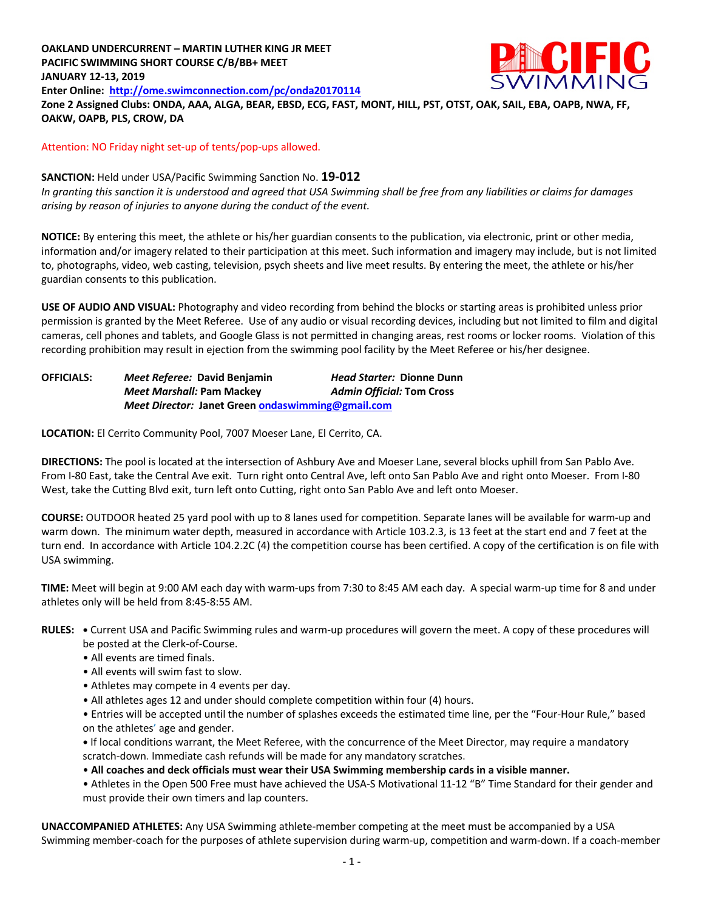**OAKLAND UNDERCURRENT – MARTIN LUTHER KING JR MEET**
**PACIFIC SWIMMING SHORT COURSE C/B/BB+ MEET**
**JANUARY 12-13, 2019**
**Enter Online: http://ome.swimconnection.com/pc/onda20170114**
**Zone 2 Assigned Clubs: ONDA, AAA, ALGA, BEAR, EBSD, ECG, FAST, MONT, HILL, PST, OTST, OAK, SAIL, EBA, OAPB, NWA, FF, OAKW, OAPB, PLS, CROW, DA**

Attention: NO Friday night set-up of tents/pop-ups allowed.

**SANCTION:** Held under USA/Pacific Swimming Sanction No. **19-012**
*In granting this sanction it is understood and agreed that USA Swimming shall be free from any liabilities or claims for damages arising by reason of injuries to anyone during the conduct of the event.*

**NOTICE:** By entering this meet, the athlete or his/her guardian consents to the publication, via electronic, print or other media, information and/or imagery related to their participation at this meet. Such information and imagery may include, but is not limited to, photographs, video, web casting, television, psych sheets and live meet results. By entering the meet, the athlete or his/her guardian consents to this publication.

**USE OF AUDIO AND VISUAL:** Photography and video recording from behind the blocks or starting areas is prohibited unless prior permission is granted by the Meet Referee. Use of any audio or visual recording devices, including but not limited to film and digital cameras, cell phones and tablets, and Google Glass is not permitted in changing areas, rest rooms or locker rooms. Violation of this recording prohibition may result in ejection from the swimming pool facility by the Meet Referee or his/her designee.

**OFFICIALS:** *Meet Referee:* **David Benjamin** | *Head Starter:* **Dionne Dunn**
*Meet Marshall:* **Pam Mackey** | *Admin Official:* **Tom Cross**
*Meet Director:* **Janet Green ondaswimming@gmail.com**

**LOCATION:** El Cerrito Community Pool, 7007 Moeser Lane, El Cerrito, CA.

**DIRECTIONS:** The pool is located at the intersection of Ashbury Ave and Moeser Lane, several blocks uphill from San Pablo Ave. From I-80 East, take the Central Ave exit. Turn right onto Central Ave, left onto San Pablo Ave and right onto Moeser. From I-80 West, take the Cutting Blvd exit, turn left onto Cutting, right onto San Pablo Ave and left onto Moeser.

**COURSE:** OUTDOOR heated 25 yard pool with up to 8 lanes used for competition. Separate lanes will be available for warm-up and warm down. The minimum water depth, measured in accordance with Article 103.2.3, is 13 feet at the start end and 7 feet at the turn end. In accordance with Article 104.2.2C (4) the competition course has been certified. A copy of the certification is on file with USA swimming.

**TIME:** Meet will begin at 9:00 AM each day with warm-ups from 7:30 to 8:45 AM each day. A special warm-up time for 8 and under athletes only will be held from 8:45-8:55 AM.

**RULES:**
- Current USA and Pacific Swimming rules and warm-up procedures will govern the meet. A copy of these procedures will be posted at the Clerk-of-Course.
- All events are timed finals.
- All events will swim fast to slow.
- Athletes may compete in 4 events per day.
- All athletes ages 12 and under should complete competition within four (4) hours.
- Entries will be accepted until the number of splashes exceeds the estimated time line, per the "Four-Hour Rule," based on the athletes' age and gender.
- If local conditions warrant, the Meet Referee, with the concurrence of the Meet Director, may require a mandatory scratch-down. Immediate cash refunds will be made for any mandatory scratches.
- **All coaches and deck officials must wear their USA Swimming membership cards in a visible manner.**
- Athletes in the Open 500 Free must have achieved the USA-S Motivational 11-12 "B" Time Standard for their gender and must provide their own timers and lap counters.

**UNACCOMPANIED ATHLETES:** Any USA Swimming athlete-member competing at the meet must be accompanied by a USA Swimming member-coach for the purposes of athlete supervision during warm-up, competition and warm-down. If a coach-member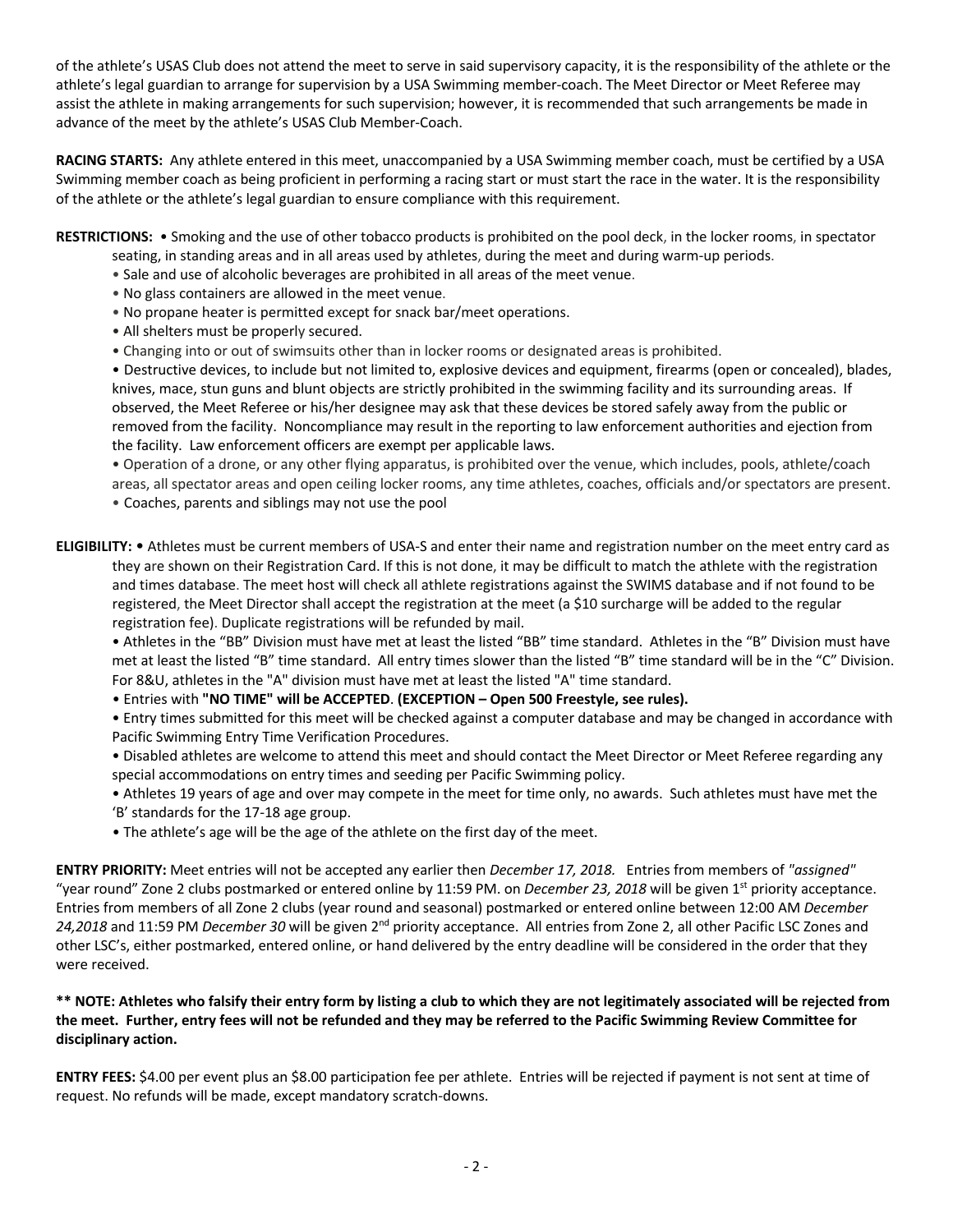of the athlete's USAS Club does not attend the meet to serve in said supervisory capacity, it is the responsibility of the athlete or the athlete's legal guardian to arrange for supervision by a USA Swimming member-coach. The Meet Director or Meet Referee may assist the athlete in making arrangements for such supervision; however, it is recommended that such arrangements be made in advance of the meet by the athlete's USAS Club Member-Coach.

**RACING STARTS:** Any athlete entered in this meet, unaccompanied by a USA Swimming member coach, must be certified by a USA Swimming member coach as being proficient in performing a racing start or must start the race in the water. It is the responsibility of the athlete or the athlete's legal guardian to ensure compliance with this requirement.

**RESTRICTIONS:**
- Smoking and the use of other tobacco products is prohibited on the pool deck, in the locker rooms, in spectator seating, in standing areas and in all areas used by athletes, during the meet and during warm-up periods.
- Sale and use of alcoholic beverages are prohibited in all areas of the meet venue.
- No glass containers are allowed in the meet venue.
- No propane heater is permitted except for snack bar/meet operations.
- All shelters must be properly secured.
- Changing into or out of swimsuits other than in locker rooms or designated areas is prohibited.
- Destructive devices, to include but not limited to, explosive devices and equipment, firearms (open or concealed), blades, knives, mace, stun guns and blunt objects are strictly prohibited in the swimming facility and its surrounding areas. If observed, the Meet Referee or his/her designee may ask that these devices be stored safely away from the public or removed from the facility. Noncompliance may result in the reporting to law enforcement authorities and ejection from the facility. Law enforcement officers are exempt per applicable laws.
- Operation of a drone, or any other flying apparatus, is prohibited over the venue, which includes, pools, athlete/coach areas, all spectator areas and open ceiling locker rooms, any time athletes, coaches, officials and/or spectators are present.
- Coaches, parents and siblings may not use the pool

**ELIGIBILITY:**
- Athletes must be current members of USA-S and enter their name and registration number on the meet entry card as they are shown on their Registration Card. If this is not done, it may be difficult to match the athlete with the registration and times database. The meet host will check all athlete registrations against the SWIMS database and if not found to be registered, the Meet Director shall accept the registration at the meet (a $10 surcharge will be added to the regular registration fee). Duplicate registrations will be refunded by mail.
- Athletes in the "BB" Division must have met at least the listed "BB" time standard. Athletes in the "B" Division must have met at least the listed "B" time standard. All entry times slower than the listed "B" time standard will be in the "C" Division. For 8&U, athletes in the "A" division must have met at least the listed "A" time standard.
- Entries with **"NO TIME" will be ACCEPTED**. **(EXCEPTION – Open 500 Freestyle, see rules).**
- Entry times submitted for this meet will be checked against a computer database and may be changed in accordance with Pacific Swimming Entry Time Verification Procedures.
- Disabled athletes are welcome to attend this meet and should contact the Meet Director or Meet Referee regarding any special accommodations on entry times and seeding per Pacific Swimming policy.
- Athletes 19 years of age and over may compete in the meet for time only, no awards. Such athletes must have met the 'B' standards for the 17-18 age group.
- The athlete's age will be the age of the athlete on the first day of the meet.

**ENTRY PRIORITY:** Meet entries will not be accepted any earlier then *December 17, 2018.* Entries from members of *"assigned"* "year round" Zone 2 clubs postmarked or entered online by 11:59 PM. on *December 23, 2018* will be given 1st priority acceptance. Entries from members of all Zone 2 clubs (year round and seasonal) postmarked or entered online between 12:00 AM *December 24,2018* and 11:59 PM *December 30* will be given 2nd priority acceptance. All entries from Zone 2, all other Pacific LSC Zones and other LSC's, either postmarked, entered online, or hand delivered by the entry deadline will be considered in the order that they were received.

**** NOTE: Athletes who falsify their entry form by listing a club to which they are not legitimately associated will be rejected from the meet. Further, entry fees will not be refunded and they may be referred to the Pacific Swimming Review Committee for disciplinary action.**

**ENTRY FEES:** $4.00 per event plus an $8.00 participation fee per athlete. Entries will be rejected if payment is not sent at time of request. No refunds will be made, except mandatory scratch-downs.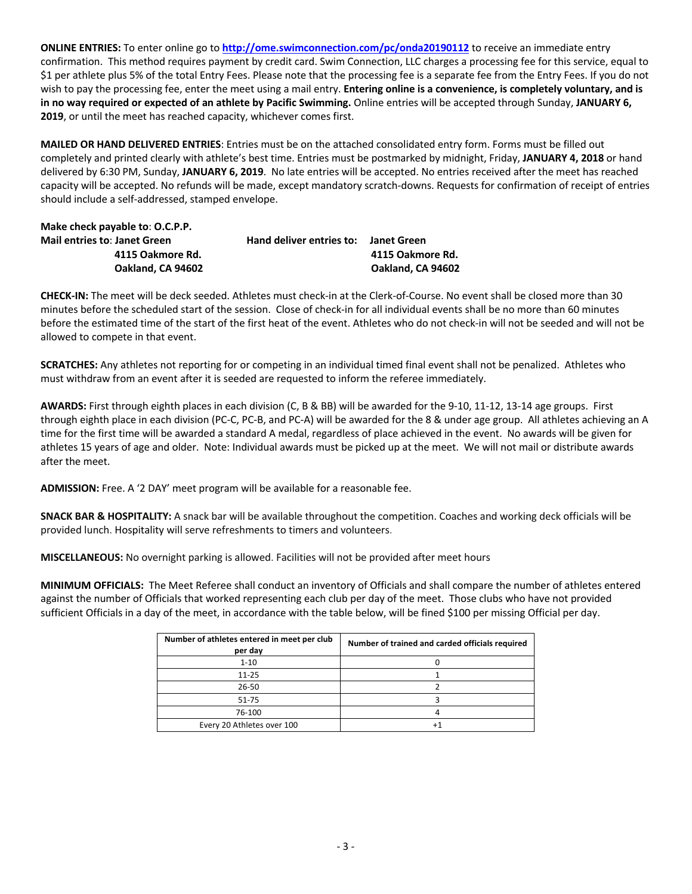**ONLINE ENTRIES:** To enter online go to **http://ome.swimconnection.com/pc/onda20190112** to receive an immediate entry confirmation. This method requires payment by credit card. Swim Connection, LLC charges a processing fee for this service, equal to $1 per athlete plus 5% of the total Entry Fees. Please note that the processing fee is a separate fee from the Entry Fees. If you do not wish to pay the processing fee, enter the meet using a mail entry. **Entering online is a convenience, is completely voluntary, and is in no way required or expected of an athlete by Pacific Swimming.** Online entries will be accepted through Sunday, **JANUARY 6, 2019**, or until the meet has reached capacity, whichever comes first.

**MAILED OR HAND DELIVERED ENTRIES**: Entries must be on the attached consolidated entry form. Forms must be filled out completely and printed clearly with athlete's best time. Entries must be postmarked by midnight, Friday, **JANUARY 4, 2018** or hand delivered by 6:30 PM, Sunday, **JANUARY 6, 2019**. No late entries will be accepted. No entries received after the meet has reached capacity will be accepted. No refunds will be made, except mandatory scratch-downs. Requests for confirmation of receipt of entries should include a self-addressed, stamped envelope.

**Make check payable to**: **O.C.P.P.**

**Mail entries to**: **Janet Green**
**4115 Oakmore Rd.**
**Oakland, CA 94602**

**Hand deliver entries to: Janet Green**
**4115 Oakmore Rd.**
**Oakland, CA 94602**

**CHECK-IN:** The meet will be deck seeded. Athletes must check-in at the Clerk-of-Course. No event shall be closed more than 30 minutes before the scheduled start of the session. Close of check-in for all individual events shall be no more than 60 minutes before the estimated time of the start of the first heat of the event. Athletes who do not check-in will not be seeded and will not be allowed to compete in that event.

**SCRATCHES:** Any athletes not reporting for or competing in an individual timed final event shall not be penalized. Athletes who must withdraw from an event after it is seeded are requested to inform the referee immediately.

**AWARDS:** First through eighth places in each division (C, B & BB) will be awarded for the 9-10, 11-12, 13-14 age groups. First through eighth place in each division (PC-C, PC-B, and PC-A) will be awarded for the 8 & under age group. All athletes achieving an A time for the first time will be awarded a standard A medal, regardless of place achieved in the event. No awards will be given for athletes 15 years of age and older. Note: Individual awards must be picked up at the meet. We will not mail or distribute awards after the meet.

**ADMISSION:** Free. A '2 DAY' meet program will be available for a reasonable fee.

**SNACK BAR & HOSPITALITY:** A snack bar will be available throughout the competition. Coaches and working deck officials will be provided lunch. Hospitality will serve refreshments to timers and volunteers.

**MISCELLANEOUS:** No overnight parking is allowed. Facilities will not be provided after meet hours

**MINIMUM OFFICIALS:** The Meet Referee shall conduct an inventory of Officials and shall compare the number of athletes entered against the number of Officials that worked representing each club per day of the meet. Those clubs who have not provided sufficient Officials in a day of the meet, in accordance with the table below, will be fined $100 per missing Official per day.

| Number of athletes entered in meet per club per day | Number of trained and carded officials required |
|---|---|
| 1-10 | 0 |
| 11-25 | 1 |
| 26-50 | 2 |
| 51-75 | 3 |
| 76-100 | 4 |
| Every 20 Athletes over 100 | +1 |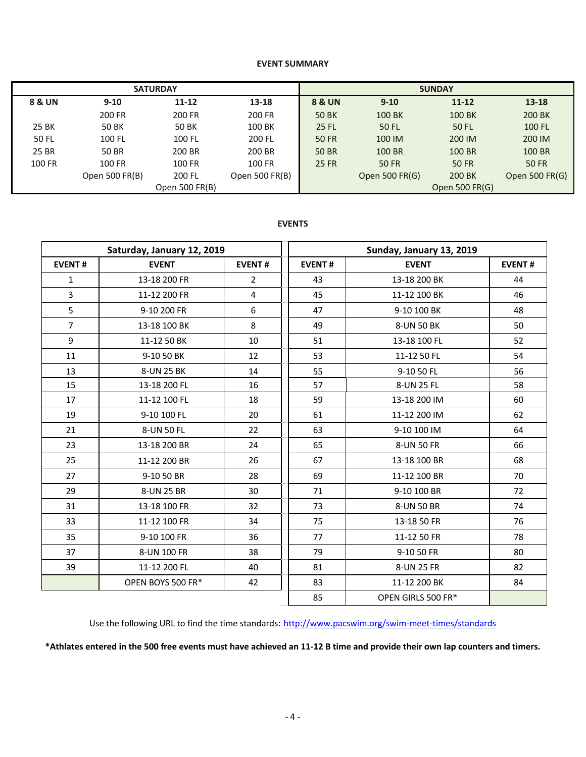**EVENT SUMMARY**

| SATURDAY | | | | SUNDAY | | | |
|---|---|---|---|---|---|---|---|
| 8 & UN | 9-10 | 11-12 | 13-18 | 8 & UN | 9-10 | 11-12 | 13-18 |
| | 200 FR | 200 FR | 200 FR | 50 BK | 100 BK | 100 BK | 200 BK |
| 25 BK | 50 BK | 50 BK | 100 BK | 25 FL | 50 FL | 50 FL | 100 FL |
| 50 FL | 100 FL | 100 FL | 200 FL | 50 FR | 100 IM | 200 IM | 200 IM |
| 25 BR | 50 BR | 200 BR | 200 BR | 50 BR | 100 BR | 100 BR | 100 BR |
| 100 FR | 100 FR | 100 FR | 100 FR | 25 FR | 50 FR | 50 FR | 50 FR |
| | Open 500 FR(B) | 200 FL | Open 500 FR(B) | | Open 500 FR(G) | 200 BK | Open 500 FR(G) |
| | | Open 500 FR(B) | | | | Open 500 FR(G) | |

**EVENTS**

| Saturday, January 12, 2019 | | | Sunday, January 13, 2019 | | |
|---|---|---|---|---|---|
| EVENT # | EVENT | EVENT # | EVENT # | EVENT | EVENT # |
| 1 | 13-18 200 FR | 2 | 43 | 13-18 200 BK | 44 |
| 3 | 11-12 200 FR | 4 | 45 | 11-12 100 BK | 46 |
| 5 | 9-10 200 FR | 6 | 47 | 9-10 100 BK | 48 |
| 7 | 13-18 100 BK | 8 | 49 | 8-UN 50 BK | 50 |
| 9 | 11-12 50 BK | 10 | 51 | 13-18 100 FL | 52 |
| 11 | 9-10 50 BK | 12 | 53 | 11-12 50 FL | 54 |
| 13 | 8-UN 25 BK | 14 | 55 | 9-10 50 FL | 56 |
| 15 | 13-18 200 FL | 16 | 57 | 8-UN 25 FL | 58 |
| 17 | 11-12 100 FL | 18 | 59 | 13-18 200 IM | 60 |
| 19 | 9-10 100 FL | 20 | 61 | 11-12 200 IM | 62 |
| 21 | 8-UN 50 FL | 22 | 63 | 9-10 100 IM | 64 |
| 23 | 13-18 200 BR | 24 | 65 | 8-UN 50 FR | 66 |
| 25 | 11-12 200 BR | 26 | 67 | 13-18 100 BR | 68 |
| 27 | 9-10 50 BR | 28 | 69 | 11-12 100 BR | 70 |
| 29 | 8-UN 25 BR | 30 | 71 | 9-10 100 BR | 72 |
| 31 | 13-18 100 FR | 32 | 73 | 8-UN 50 BR | 74 |
| 33 | 11-12 100 FR | 34 | 75 | 13-18 50 FR | 76 |
| 35 | 9-10 100 FR | 36 | 77 | 11-12 50 FR | 78 |
| 37 | 8-UN 100 FR | 38 | 79 | 9-10 50 FR | 80 |
| 39 | 11-12 200 FL | 40 | 81 | 8-UN 25 FR | 82 |
| | OPEN BOYS 500 FR* | 42 | 83 | 11-12 200 BK | 84 |
| | | | 85 | OPEN GIRLS 500 FR* | |

Use the following URL to find the time standards: http://www.pacswim.org/swim-meet-times/standards

**\*Athlates entered in the 500 free events must have achieved an 11-12 B time and provide their own lap counters and timers.**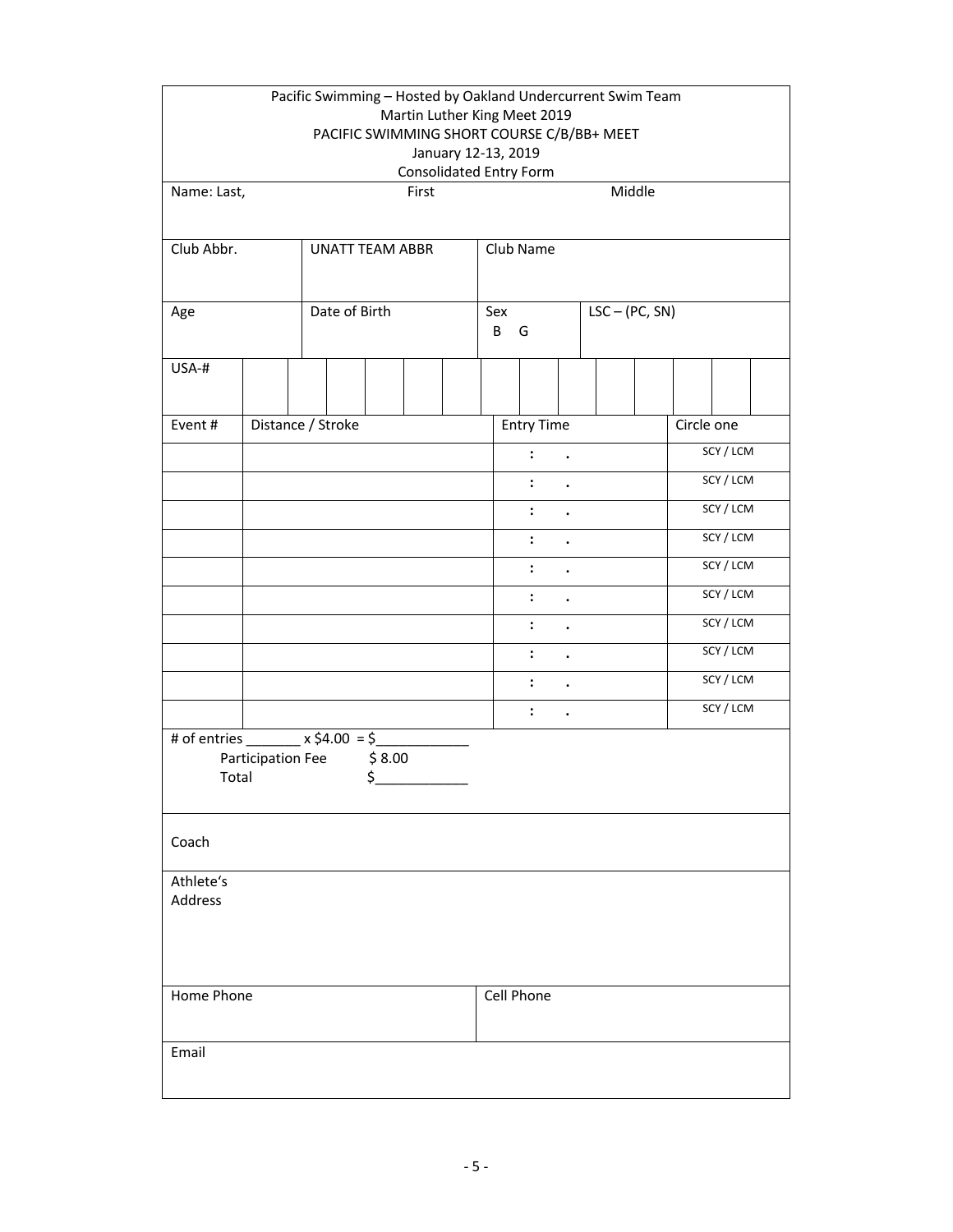Pacific Swimming – Hosted by Oakland Undercurrent Swim Team
Martin Luther King Meet 2019
PACIFIC SWIMMING SHORT COURSE C/B/BB+ MEET
January 12-13, 2019
Consolidated Entry Form

| Name: Last, | First | Middle |
|---|---|---|
| | | |

| Club Abbr. | UNATT TEAM ABBR | Club Name |
|---|---|---|
| | | |

| Age | Date of Birth | Sex<br>B G | LSC – (PC, SN) |
|---|---|---|---|
| | | | |

| USA-# | | | | | | | | | | | | | | |
|---|---|---|---|---|---|---|---|---|---|---|---|---|---|---|

| Event # | Distance / Stroke | Entry Time | Circle one |
|---|---|---|---|
| | | : . | SCY / LCM |
| | | : . | SCY / LCM |
| | | : . | SCY / LCM |
| | | : . | SCY / LCM |
| | | : . | SCY / LCM |
| | | : . | SCY / LCM |
| | | : . | SCY / LCM |
| | | : . | SCY / LCM |
| | | : . | SCY / LCM |
| | | : . | SCY / LCM |

# of entries _______ x $4.00 = $____________
Participation Fee $ 8.00
Total $____________

Coach

Athlete's Address

| Home Phone | Cell Phone |
|---|---|
| | |

Email